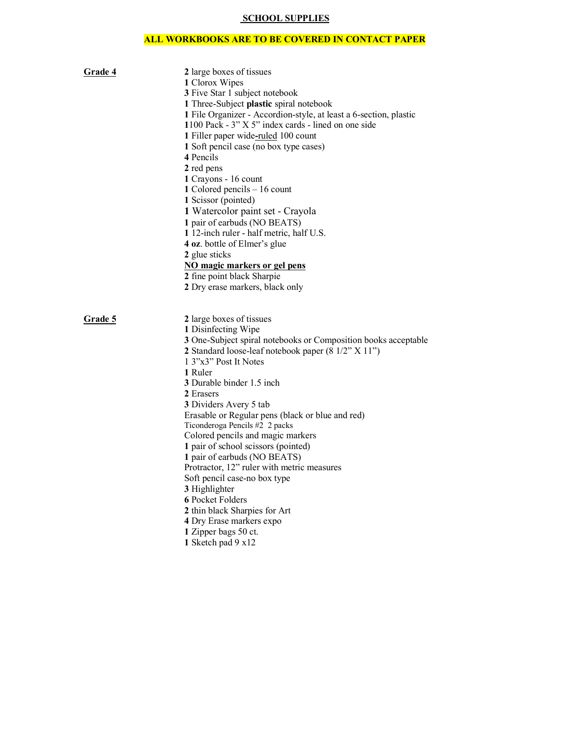# SCHOOL SUPPLIES

**ALL WORKBOOKS ARE TO BE COVERED IN CONTACT PAPER**

## Grade 4

**2** large boxes of tissues
**1** Clorox Wipes
**3** Five Star 1 subject notebook
**1** Three-Subject **plastic** spiral notebook
**1** File Organizer - Accordion-style, at least a 6-section, plastic
**1**100 Pack - 3" X 5" index cards - lined on one side
**1** Filler paper wide-ruled 100 count
**1** Soft pencil case (no box type cases)
**4** Pencils
**2** red pens
**1** Crayons - 16 count
**1** Colored pencils – 16 count
**1** Scissor (pointed)
**1** Watercolor paint set - Crayola
**1** pair of earbuds (NO BEATS)
**1** 12-inch ruler - half metric, half U.S.
**4 oz**. bottle of Elmer's glue
**2** glue sticks
**NO magic markers or gel pens**
**2** fine point black Sharpie
**2** Dry erase markers, black only

## Grade 5

**2** large boxes of tissues
**1** Disinfecting Wipe
**3** One-Subject spiral notebooks or Composition books acceptable
**2** Standard loose-leaf notebook paper (8 1/2" X 11")
1 3"x3" Post It Notes
**1** Ruler
**3** Durable binder 1.5 inch
**2** Erasers
**3** Dividers Avery 5 tab
Erasable or Regular pens (black or blue and red)
Ticonderoga Pencils #2 2 packs
Colored pencils and magic markers
**1** pair of school scissors (pointed)
**1** pair of earbuds (NO BEATS)
Protractor, 12" ruler with metric measures
Soft pencil case-no box type
**3** Highlighter
**6** Pocket Folders
**2** thin black Sharpies for Art
**4** Dry Erase markers expo
**1** Zipper bags 50 ct.
**1** Sketch pad 9 x12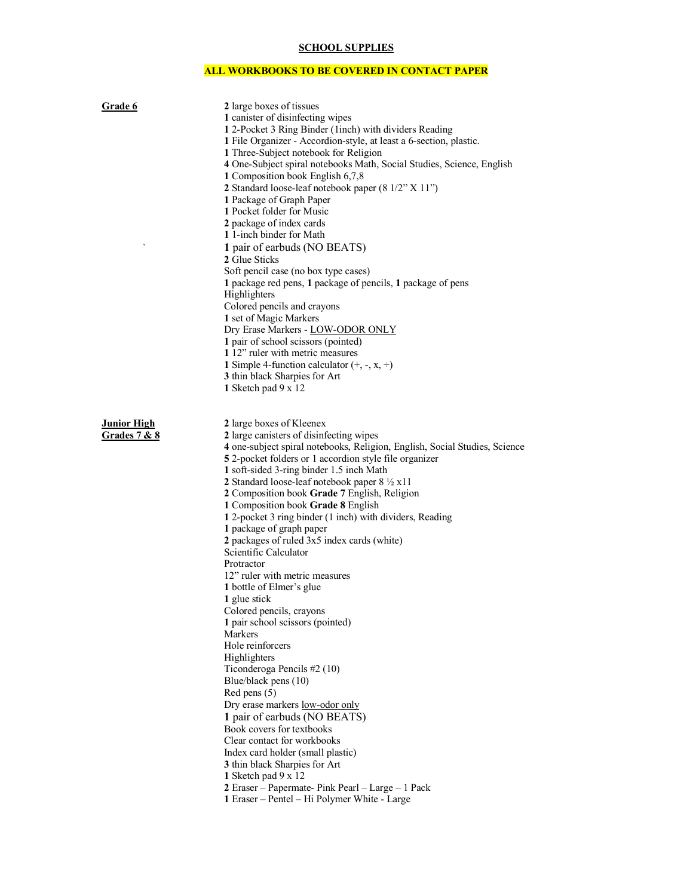# SCHOOL SUPPLIES

**ALL WORKBOOKS TO BE COVERED IN CONTACT PAPER**

## Grade 6

- **2** large boxes of tissues
- **1** canister of disinfecting wipes
- **1** 2-Pocket 3 Ring Binder (1inch) with dividers Reading
- **1** File Organizer - Accordion-style, at least a 6-section, plastic.
- **1** Three-Subject notebook for Religion
- **4** One-Subject spiral notebooks Math, Social Studies, Science, English
- **1** Composition book English 6,7,8
- **2** Standard loose-leaf notebook paper (8 1/2" X 11")
- **1** Package of Graph Paper
- **1** Pocket folder for Music
- **2** package of index cards
- **1** 1-inch binder for Math
- **1** pair of earbuds (NO BEATS)
- **2** Glue Sticks
- Soft pencil case (no box type cases)
- **1** package red pens, **1** package of pencils, **1** package of pens
- Highlighters
- Colored pencils and crayons
- **1** set of Magic Markers
- Dry Erase Markers - LOW-ODOR ONLY
- **1** pair of school scissors (pointed)
- **1** 12" ruler with metric measures
- **1** Simple 4-function calculator (+, -, x, ÷)
- **3** thin black Sharpies for Art
- **1** Sketch pad 9 x 12

## Junior High Grades 7 & 8

- **2** large boxes of Kleenex
- **2** large canisters of disinfecting wipes
- **4** one-subject spiral notebooks, Religion, English, Social Studies, Science
- **5** 2-pocket folders or 1 accordion style file organizer
- **1** soft-sided 3-ring binder 1.5 inch Math
- **2** Standard loose-leaf notebook paper 8 ½ x11
- **2** Composition book **Grade 7** English, Religion
- **1** Composition book **Grade 8** English
- **1** 2-pocket 3 ring binder (1 inch) with dividers, Reading
- **1** package of graph paper
- **2** packages of ruled 3x5 index cards (white)
- Scientific Calculator
- Protractor
- 12" ruler with metric measures
- **1** bottle of Elmer's glue
- **1** glue stick
- Colored pencils, crayons
- **1** pair school scissors (pointed)
- Markers
- Hole reinforcers
- Highlighters
- Ticonderoga Pencils #2 (10)
- Blue/black pens (10)
- Red pens (5)
- Dry erase markers low-odor only
- **1** pair of earbuds (NO BEATS)
- Book covers for textbooks
- Clear contact for workbooks
- Index card holder (small plastic)
- **3** thin black Sharpies for Art
- **1** Sketch pad 9 x 12
- **2** Eraser – Papermate- Pink Pearl – Large – 1 Pack
- **1** Eraser – Pentel – Hi Polymer White - Large